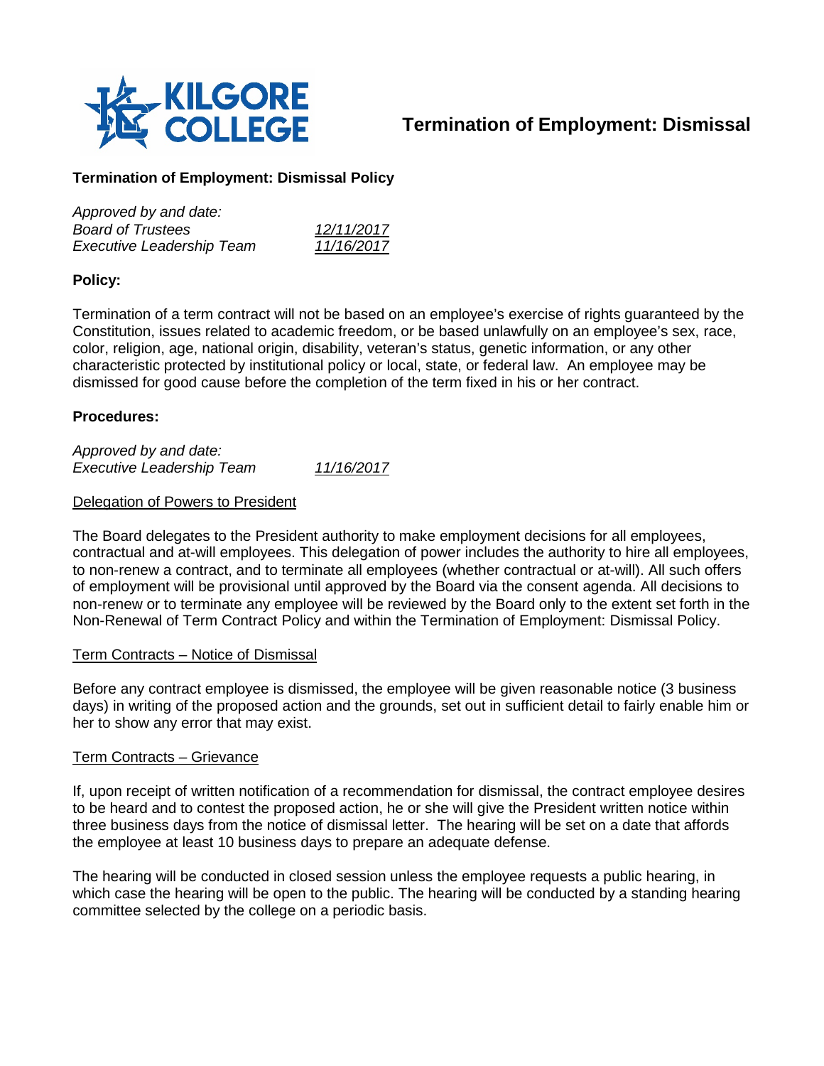# Termination of Employment: Dismissal

**Termination of Employment: Dismissal Policy**

*Approved by and date:*

| | |
|---|---|
| *Board of Trustees* | *12/11/2017* |
| *Executive Leadership Team* | *11/16/2017* |

## Policy:

Termination of a term contract will not be based on an employee's exercise of rights guaranteed by the Constitution, issues related to academic freedom, or be based unlawfully on an employee's sex, race, color, religion, age, national origin, disability, veteran's status, genetic information, or any other characteristic protected by institutional policy or local, state, or federal law. An employee may be dismissed for good cause before the completion of the term fixed in his or her contract.

## Procedures:

*Approved by and date:*

| | |
|---|---|
| *Executive Leadership Team* | *11/16/2017* |

### Delegation of Powers to President

The Board delegates to the President authority to make employment decisions for all employees, contractual and at-will employees. This delegation of power includes the authority to hire all employees, to non-renew a contract, and to terminate all employees (whether contractual or at-will). All such offers of employment will be provisional until approved by the Board via the consent agenda. All decisions to non-renew or to terminate any employee will be reviewed by the Board only to the extent set forth in the Non-Renewal of Term Contract Policy and within the Termination of Employment: Dismissal Policy.

### Term Contracts – Notice of Dismissal

Before any contract employee is dismissed, the employee will be given reasonable notice (3 business days) in writing of the proposed action and the grounds, set out in sufficient detail to fairly enable him or her to show any error that may exist.

### Term Contracts – Grievance

If, upon receipt of written notification of a recommendation for dismissal, the contract employee desires to be heard and to contest the proposed action, he or she will give the President written notice within three business days from the notice of dismissal letter. The hearing will be set on a date that affords the employee at least 10 business days to prepare an adequate defense.

The hearing will be conducted in closed session unless the employee requests a public hearing, in which case the hearing will be open to the public. The hearing will be conducted by a standing hearing committee selected by the college on a periodic basis.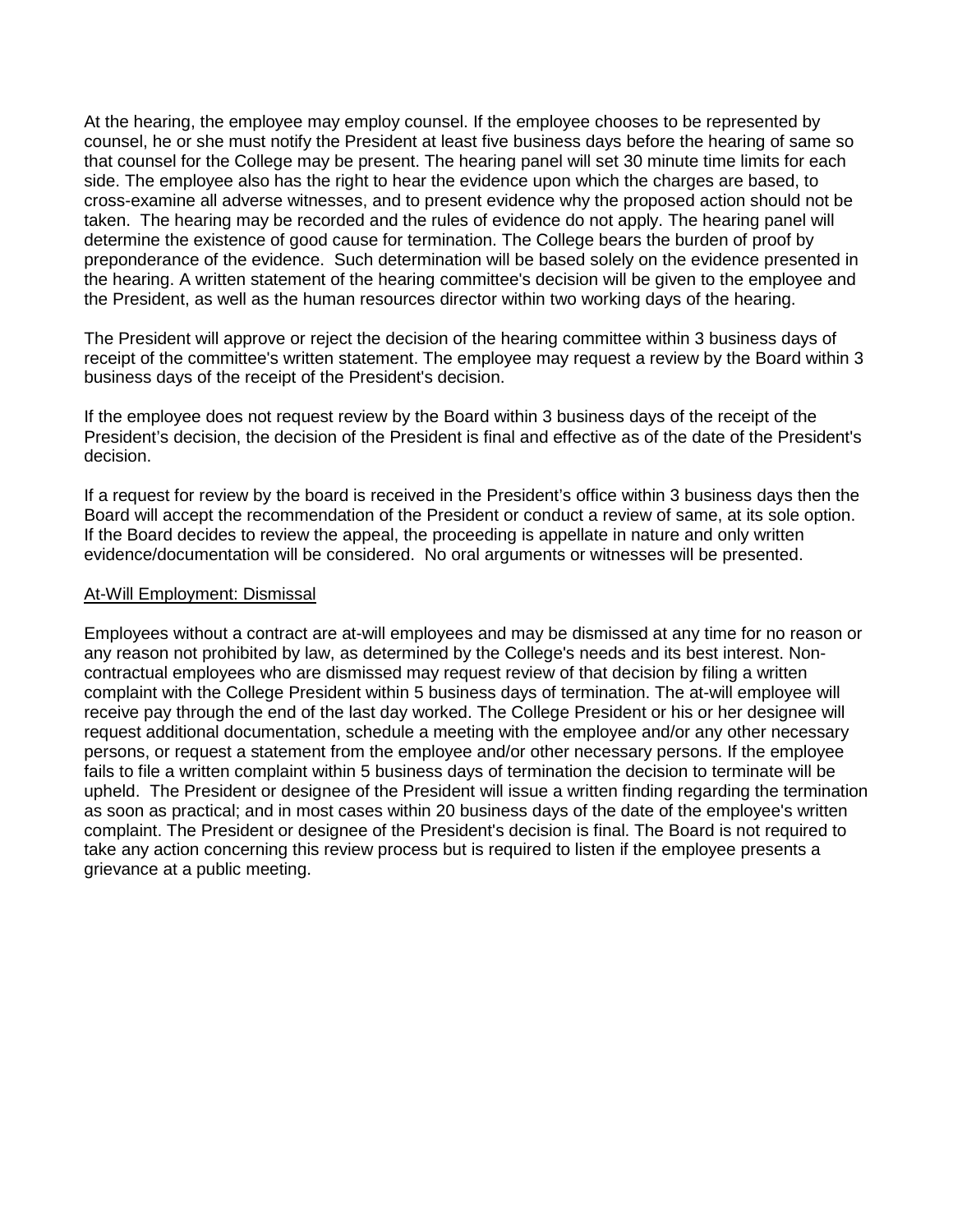At the hearing, the employee may employ counsel. If the employee chooses to be represented by counsel, he or she must notify the President at least five business days before the hearing of same so that counsel for the College may be present. The hearing panel will set 30 minute time limits for each side. The employee also has the right to hear the evidence upon which the charges are based, to cross-examine all adverse witnesses, and to present evidence why the proposed action should not be taken. The hearing may be recorded and the rules of evidence do not apply. The hearing panel will determine the existence of good cause for termination. The College bears the burden of proof by preponderance of the evidence. Such determination will be based solely on the evidence presented in the hearing. A written statement of the hearing committee's decision will be given to the employee and the President, as well as the human resources director within two working days of the hearing.

The President will approve or reject the decision of the hearing committee within 3 business days of receipt of the committee's written statement. The employee may request a review by the Board within 3 business days of the receipt of the President's decision.

If the employee does not request review by the Board within 3 business days of the receipt of the President's decision, the decision of the President is final and effective as of the date of the President's decision.

If a request for review by the board is received in the President's office within 3 business days then the Board will accept the recommendation of the President or conduct a review of same, at its sole option. If the Board decides to review the appeal, the proceeding is appellate in nature and only written evidence/documentation will be considered. No oral arguments or witnesses will be presented.

<u>At-Will Employment: Dismissal</u>

Employees without a contract are at-will employees and may be dismissed at any time for no reason or any reason not prohibited by law, as determined by the College's needs and its best interest. Non-contractual employees who are dismissed may request review of that decision by filing a written complaint with the College President within 5 business days of termination. The at-will employee will receive pay through the end of the last day worked. The College President or his or her designee will request additional documentation, schedule a meeting with the employee and/or any other necessary persons, or request a statement from the employee and/or other necessary persons. If the employee fails to file a written complaint within 5 business days of termination the decision to terminate will be upheld. The President or designee of the President will issue a written finding regarding the termination as soon as practical; and in most cases within 20 business days of the date of the employee's written complaint. The President or designee of the President's decision is final. The Board is not required to take any action concerning this review process but is required to listen if the employee presents a grievance at a public meeting.